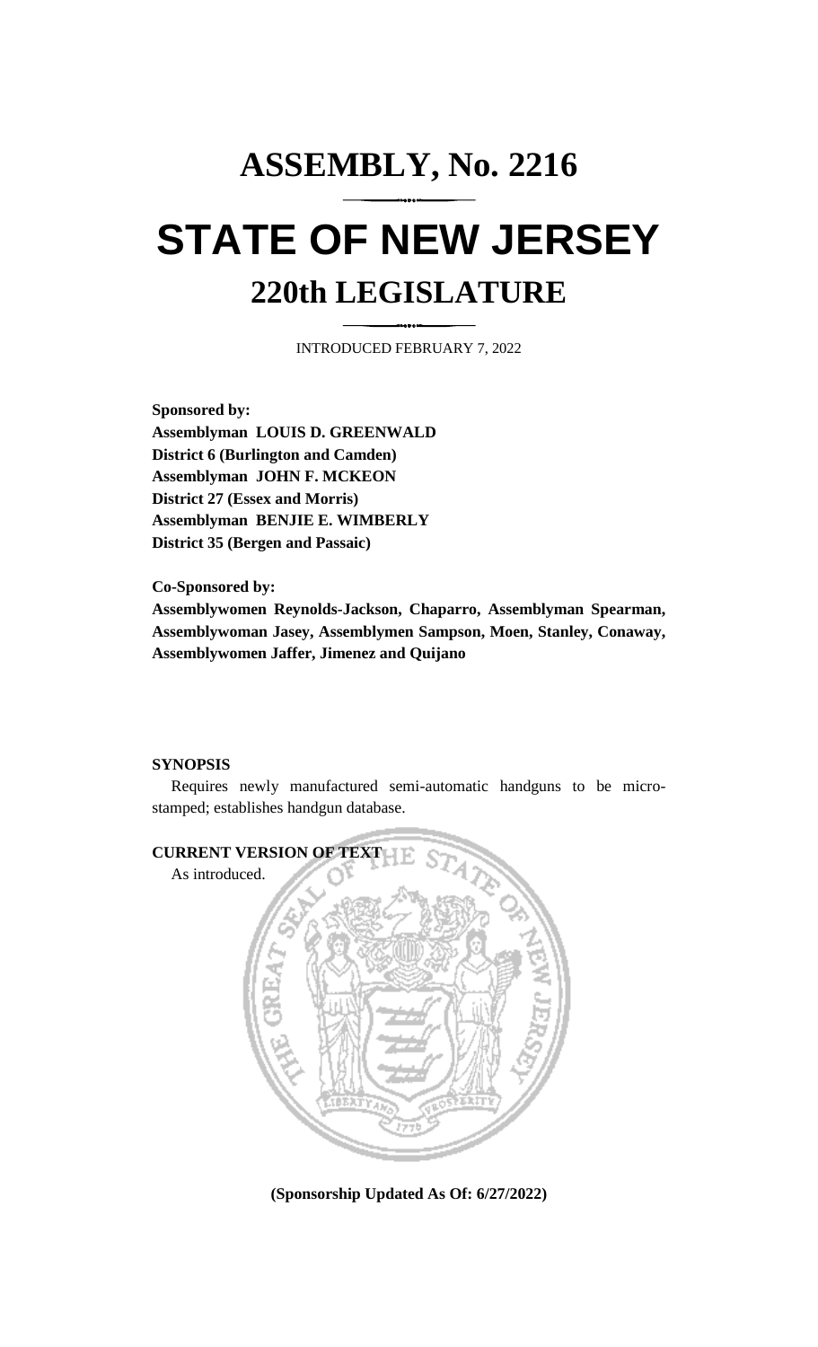# ASSEMBLY, No. 2216

# STATE OF NEW JERSEY

## 220th LEGISLATURE

INTRODUCED FEBRUARY 7, 2022

**Sponsored by:**
**Assemblyman LOUIS D. GREENWALD**
**District 6 (Burlington and Camden)**
**Assemblyman JOHN F. MCKEON**
**District 27 (Essex and Morris)**
**Assemblyman BENJIE E. WIMBERLY**
**District 35 (Bergen and Passaic)**

**Co-Sponsored by:**
**Assemblywomen Reynolds-Jackson, Chaparro, Assemblyman Spearman, Assemblywoman Jasey, Assemblymen Sampson, Moen, Stanley, Conaway, Assemblywomen Jaffer, Jimenez and Quijano**

**SYNOPSIS**

Requires newly manufactured semi-automatic handguns to be micro-stamped; establishes handgun database.

**CURRENT VERSION OF TEXT**

As introduced.

**(Sponsorship Updated As Of: 6/27/2022)**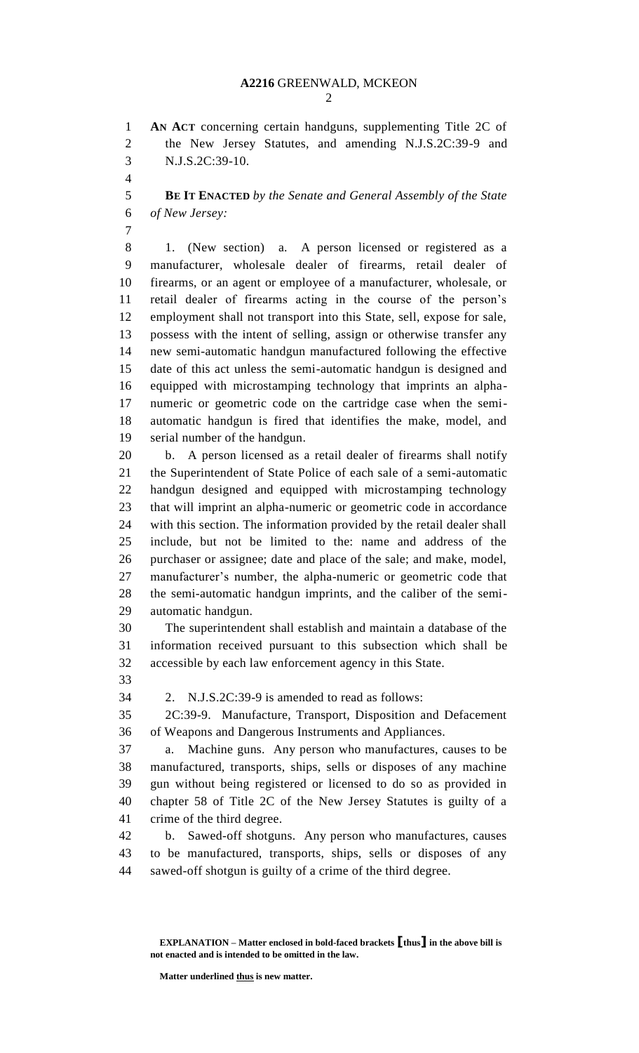**AN ACT** concerning certain handguns, supplementing Title 2C of the New Jersey Statutes, and amending N.J.S.2C:39-9 and N.J.S.2C:39-10.

**BE IT ENACTED** *by the Senate and General Assembly of the State of New Jersey:*

1. (New section) a. A person licensed or registered as a manufacturer, wholesale dealer of firearms, retail dealer of firearms, or an agent or employee of a manufacturer, wholesale, or retail dealer of firearms acting in the course of the person's employment shall not transport into this State, sell, expose for sale, possess with the intent of selling, assign or otherwise transfer any new semi-automatic handgun manufactured following the effective date of this act unless the semi-automatic handgun is designed and equipped with microstamping technology that imprints an alpha-numeric or geometric code on the cartridge case when the semi-automatic handgun is fired that identifies the make, model, and serial number of the handgun.

b. A person licensed as a retail dealer of firearms shall notify the Superintendent of State Police of each sale of a semi-automatic handgun designed and equipped with microstamping technology that will imprint an alpha-numeric or geometric code in accordance with this section. The information provided by the retail dealer shall include, but not be limited to the: name and address of the purchaser or assignee; date and place of the sale; and make, model, manufacturer's number, the alpha-numeric or geometric code that the semi-automatic handgun imprints, and the caliber of the semi-automatic handgun.

The superintendent shall establish and maintain a database of the information received pursuant to this subsection which shall be accessible by each law enforcement agency in this State.

2. N.J.S.2C:39-9 is amended to read as follows:

2C:39-9. Manufacture, Transport, Disposition and Defacement of Weapons and Dangerous Instruments and Appliances.

a. Machine guns. Any person who manufactures, causes to be manufactured, transports, ships, sells or disposes of any machine gun without being registered or licensed to do so as provided in chapter 58 of Title 2C of the New Jersey Statutes is guilty of a crime of the third degree.

b. Sawed-off shotguns. Any person who manufactures, causes to be manufactured, transports, ships, sells or disposes of any sawed-off shotgun is guilty of a crime of the third degree.

**EXPLANATION – Matter enclosed in bold-faced brackets [thus] in the above bill is not enacted and is intended to be omitted in the law.**

**Matter underlined thus is new matter.**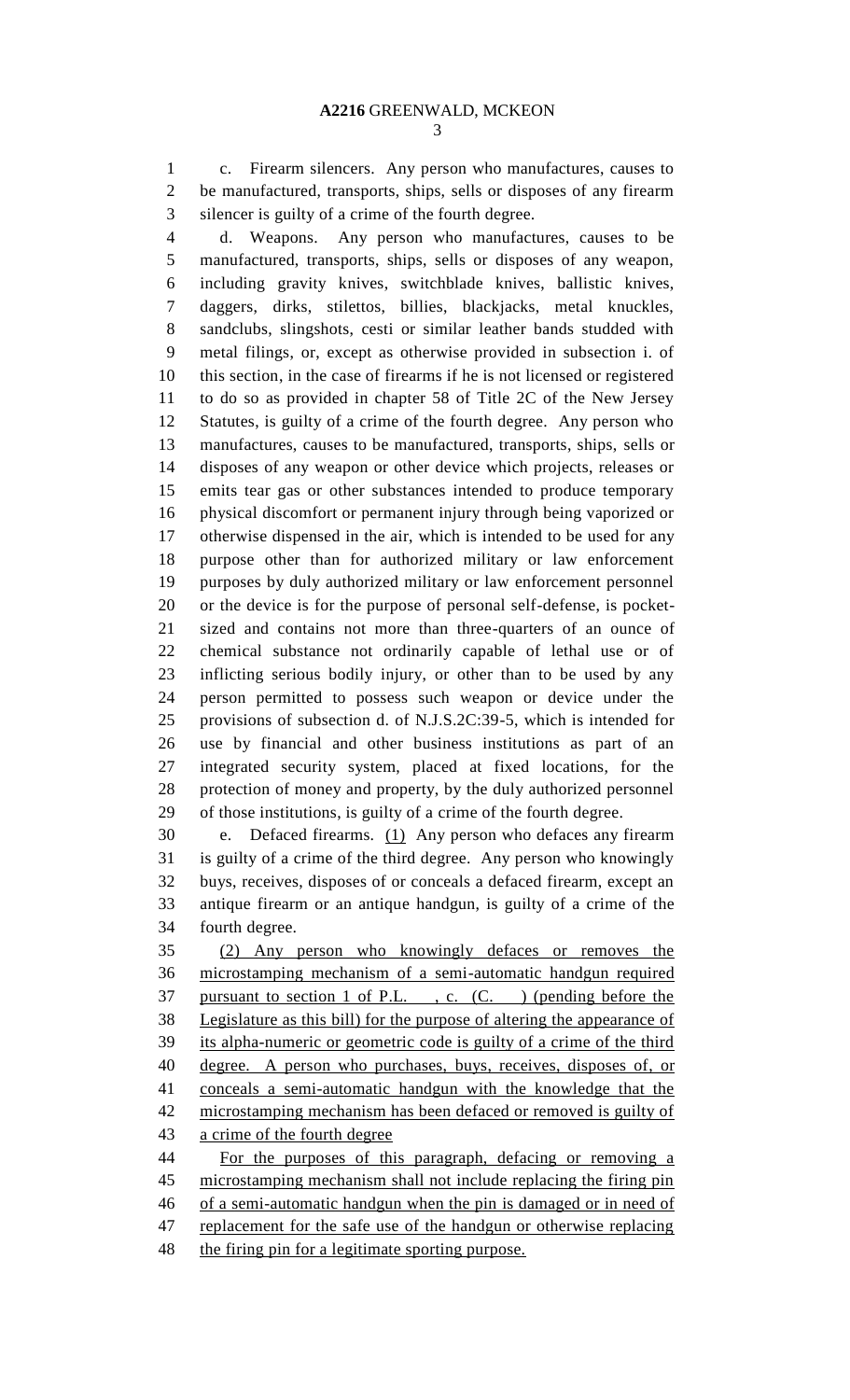c. Firearm silencers. Any person who manufactures, causes to be manufactured, transports, ships, sells or disposes of any firearm silencer is guilty of a crime of the fourth degree.

d. Weapons. Any person who manufactures, causes to be manufactured, transports, ships, sells or disposes of any weapon, including gravity knives, switchblade knives, ballistic knives, daggers, dirks, stilettos, billies, blackjacks, metal knuckles, sandclubs, slingshots, cesti or similar leather bands studded with metal filings, or, except as otherwise provided in subsection i. of this section, in the case of firearms if he is not licensed or registered to do so as provided in chapter 58 of Title 2C of the New Jersey Statutes, is guilty of a crime of the fourth degree. Any person who manufactures, causes to be manufactured, transports, ships, sells or disposes of any weapon or other device which projects, releases or emits tear gas or other substances intended to produce temporary physical discomfort or permanent injury through being vaporized or otherwise dispensed in the air, which is intended to be used for any purpose other than for authorized military or law enforcement purposes by duly authorized military or law enforcement personnel or the device is for the purpose of personal self-defense, is pocket-sized and contains not more than three-quarters of an ounce of chemical substance not ordinarily capable of lethal use or of inflicting serious bodily injury, or other than to be used by any person permitted to possess such weapon or device under the provisions of subsection d. of N.J.S.2C:39-5, which is intended for use by financial and other business institutions as part of an integrated security system, placed at fixed locations, for the protection of money and property, by the duly authorized personnel of those institutions, is guilty of a crime of the fourth degree.

e. Defaced firearms. (1) Any person who defaces any firearm is guilty of a crime of the third degree. Any person who knowingly buys, receives, disposes of or conceals a defaced firearm, except an antique firearm or an antique handgun, is guilty of a crime of the fourth degree.

(2) Any person who knowingly defaces or removes the microstamping mechanism of a semi-automatic handgun required pursuant to section 1 of P.L. , c. (C. ) (pending before the Legislature as this bill) for the purpose of altering the appearance of its alpha-numeric or geometric code is guilty of a crime of the third degree. A person who purchases, buys, receives, disposes of, or conceals a semi-automatic handgun with the knowledge that the microstamping mechanism has been defaced or removed is guilty of a crime of the fourth degree

For the purposes of this paragraph, defacing or removing a microstamping mechanism shall not include replacing the firing pin of a semi-automatic handgun when the pin is damaged or in need of replacement for the safe use of the handgun or otherwise replacing the firing pin for a legitimate sporting purpose.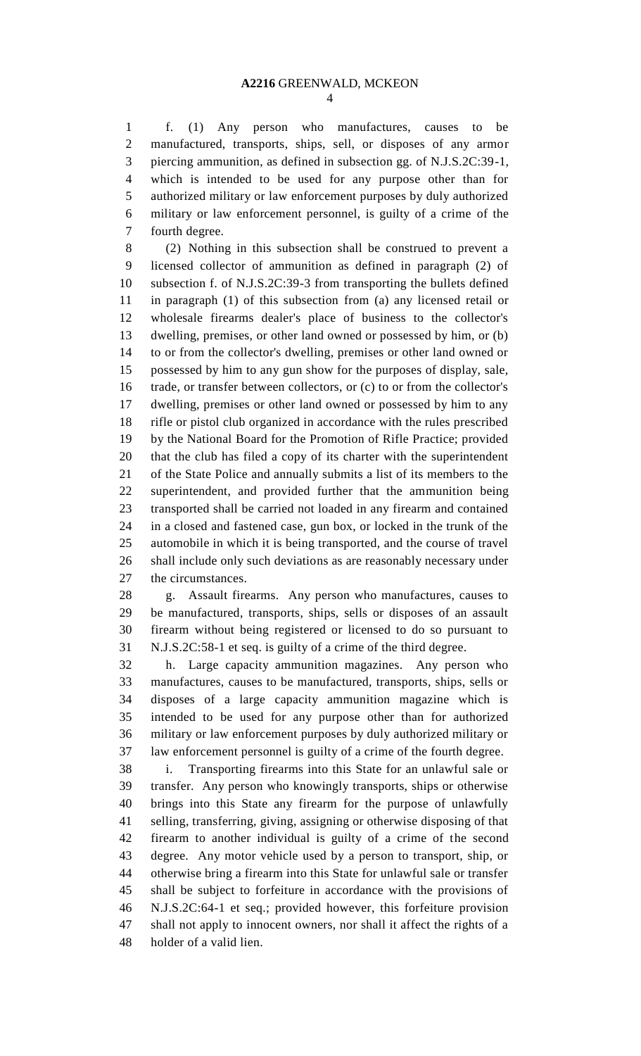f. (1) Any person who manufactures, causes to be manufactured, transports, ships, sell, or disposes of any armor piercing ammunition, as defined in subsection gg. of N.J.S.2C:39-1, which is intended to be used for any purpose other than for authorized military or law enforcement purposes by duly authorized military or law enforcement personnel, is guilty of a crime of the fourth degree.

(2) Nothing in this subsection shall be construed to prevent a licensed collector of ammunition as defined in paragraph (2) of subsection f. of N.J.S.2C:39-3 from transporting the bullets defined in paragraph (1) of this subsection from (a) any licensed retail or wholesale firearms dealer's place of business to the collector's dwelling, premises, or other land owned or possessed by him, or (b) to or from the collector's dwelling, premises or other land owned or possessed by him to any gun show for the purposes of display, sale, trade, or transfer between collectors, or (c) to or from the collector's dwelling, premises or other land owned or possessed by him to any rifle or pistol club organized in accordance with the rules prescribed by the National Board for the Promotion of Rifle Practice; provided that the club has filed a copy of its charter with the superintendent of the State Police and annually submits a list of its members to the superintendent, and provided further that the ammunition being transported shall be carried not loaded in any firearm and contained in a closed and fastened case, gun box, or locked in the trunk of the automobile in which it is being transported, and the course of travel shall include only such deviations as are reasonably necessary under the circumstances.

g. Assault firearms. Any person who manufactures, causes to be manufactured, transports, ships, sells or disposes of an assault firearm without being registered or licensed to do so pursuant to N.J.S.2C:58-1 et seq. is guilty of a crime of the third degree.

h. Large capacity ammunition magazines. Any person who manufactures, causes to be manufactured, transports, ships, sells or disposes of a large capacity ammunition magazine which is intended to be used for any purpose other than for authorized military or law enforcement purposes by duly authorized military or law enforcement personnel is guilty of a crime of the fourth degree.

i. Transporting firearms into this State for an unlawful sale or transfer. Any person who knowingly transports, ships or otherwise brings into this State any firearm for the purpose of unlawfully selling, transferring, giving, assigning or otherwise disposing of that firearm to another individual is guilty of a crime of the second degree. Any motor vehicle used by a person to transport, ship, or otherwise bring a firearm into this State for unlawful sale or transfer shall be subject to forfeiture in accordance with the provisions of N.J.S.2C:64-1 et seq.; provided however, this forfeiture provision shall not apply to innocent owners, nor shall it affect the rights of a holder of a valid lien.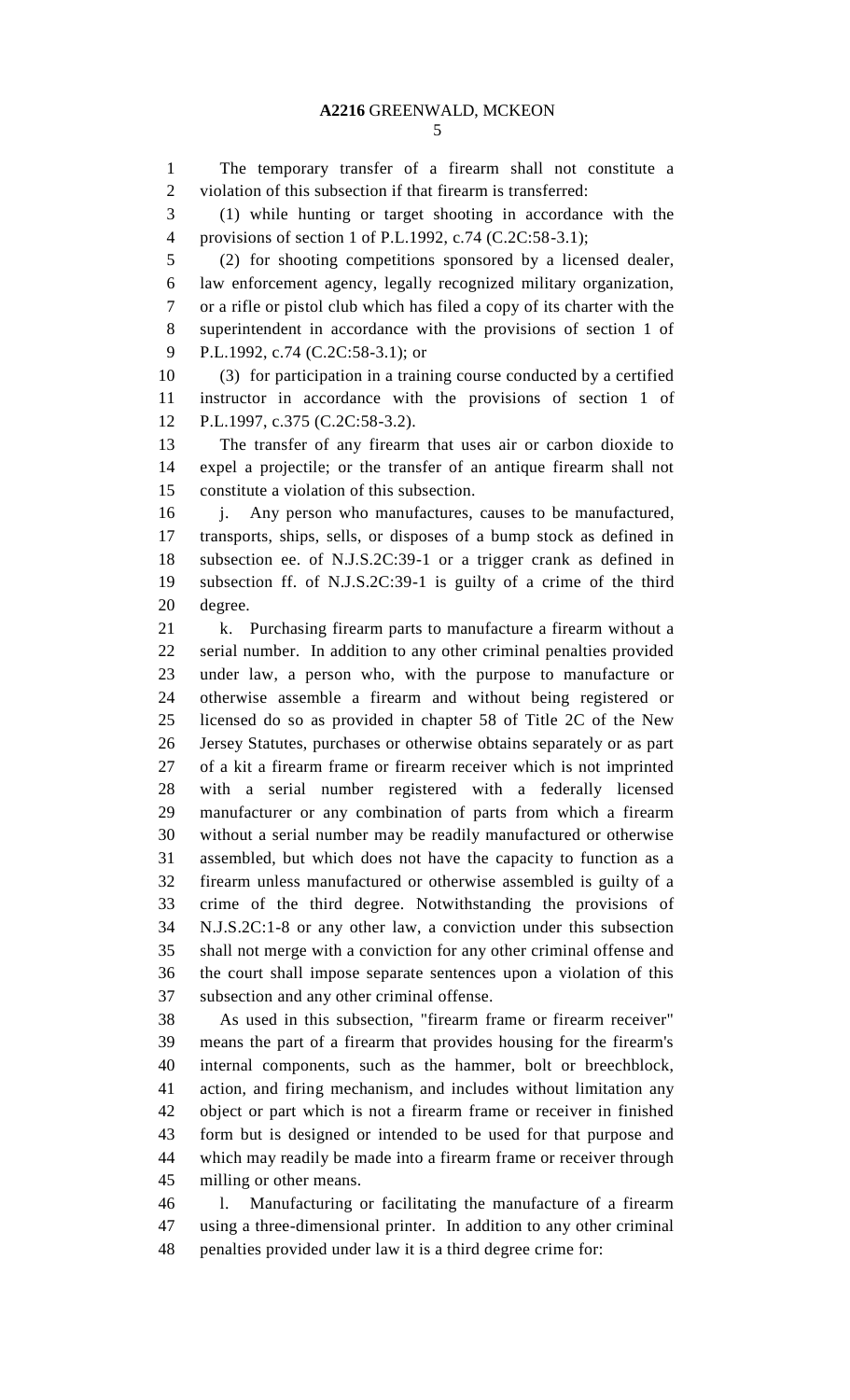The temporary transfer of a firearm shall not constitute a violation of this subsection if that firearm is transferred:

(1) while hunting or target shooting in accordance with the provisions of section 1 of P.L.1992, c.74 (C.2C:58-3.1);

(2) for shooting competitions sponsored by a licensed dealer, law enforcement agency, legally recognized military organization, or a rifle or pistol club which has filed a copy of its charter with the superintendent in accordance with the provisions of section 1 of P.L.1992, c.74 (C.2C:58-3.1); or

(3) for participation in a training course conducted by a certified instructor in accordance with the provisions of section 1 of P.L.1997, c.375 (C.2C:58-3.2).

The transfer of any firearm that uses air or carbon dioxide to expel a projectile; or the transfer of an antique firearm shall not constitute a violation of this subsection.

j. Any person who manufactures, causes to be manufactured, transports, ships, sells, or disposes of a bump stock as defined in subsection ee. of N.J.S.2C:39-1 or a trigger crank as defined in subsection ff. of N.J.S.2C:39-1 is guilty of a crime of the third degree.

k. Purchasing firearm parts to manufacture a firearm without a serial number. In addition to any other criminal penalties provided under law, a person who, with the purpose to manufacture or otherwise assemble a firearm and without being registered or licensed do so as provided in chapter 58 of Title 2C of the New Jersey Statutes, purchases or otherwise obtains separately or as part of a kit a firearm frame or firearm receiver which is not imprinted with a serial number registered with a federally licensed manufacturer or any combination of parts from which a firearm without a serial number may be readily manufactured or otherwise assembled, but which does not have the capacity to function as a firearm unless manufactured or otherwise assembled is guilty of a crime of the third degree. Notwithstanding the provisions of N.J.S.2C:1-8 or any other law, a conviction under this subsection shall not merge with a conviction for any other criminal offense and the court shall impose separate sentences upon a violation of this subsection and any other criminal offense.

As used in this subsection, "firearm frame or firearm receiver" means the part of a firearm that provides housing for the firearm's internal components, such as the hammer, bolt or breechblock, action, and firing mechanism, and includes without limitation any object or part which is not a firearm frame or receiver in finished form but is designed or intended to be used for that purpose and which may readily be made into a firearm frame or receiver through milling or other means.

l. Manufacturing or facilitating the manufacture of a firearm using a three-dimensional printer. In addition to any other criminal penalties provided under law it is a third degree crime for: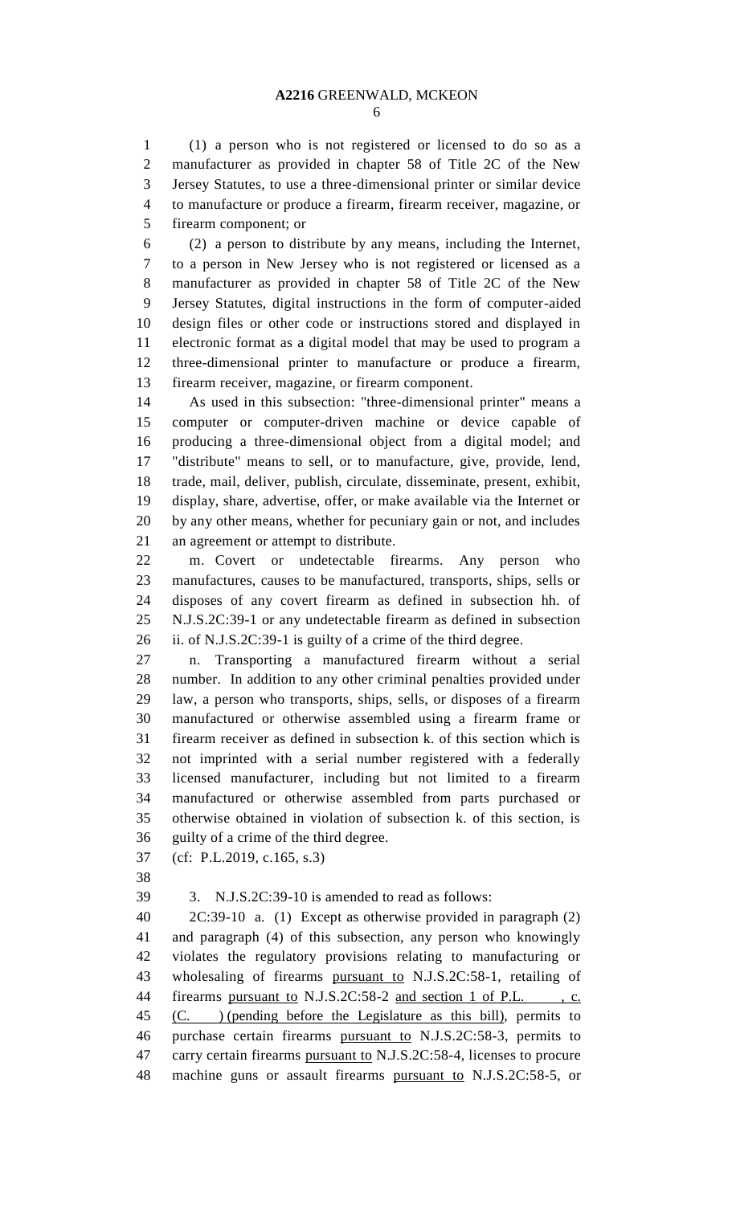(1) a person who is not registered or licensed to do so as a manufacturer as provided in chapter 58 of Title 2C of the New Jersey Statutes, to use a three-dimensional printer or similar device to manufacture or produce a firearm, firearm receiver, magazine, or firearm component; or

(2) a person to distribute by any means, including the Internet, to a person in New Jersey who is not registered or licensed as a manufacturer as provided in chapter 58 of Title 2C of the New Jersey Statutes, digital instructions in the form of computer-aided design files or other code or instructions stored and displayed in electronic format as a digital model that may be used to program a three-dimensional printer to manufacture or produce a firearm, firearm receiver, magazine, or firearm component.

As used in this subsection: "three-dimensional printer" means a computer or computer-driven machine or device capable of producing a three-dimensional object from a digital model; and "distribute" means to sell, or to manufacture, give, provide, lend, trade, mail, deliver, publish, circulate, disseminate, present, exhibit, display, share, advertise, offer, or make available via the Internet or by any other means, whether for pecuniary gain or not, and includes an agreement or attempt to distribute.

m. Covert or undetectable firearms. Any person who manufactures, causes to be manufactured, transports, ships, sells or disposes of any covert firearm as defined in subsection hh. of N.J.S.2C:39-1 or any undetectable firearm as defined in subsection ii. of N.J.S.2C:39-1 is guilty of a crime of the third degree.

n. Transporting a manufactured firearm without a serial number. In addition to any other criminal penalties provided under law, a person who transports, ships, sells, or disposes of a firearm manufactured or otherwise assembled using a firearm frame or firearm receiver as defined in subsection k. of this section which is not imprinted with a serial number registered with a federally licensed manufacturer, including but not limited to a firearm manufactured or otherwise assembled from parts purchased or otherwise obtained in violation of subsection k. of this section, is guilty of a crime of the third degree.

(cf: P.L.2019, c.165, s.3)

3. N.J.S.2C:39-10 is amended to read as follows:

2C:39-10 a. (1) Except as otherwise provided in paragraph (2) and paragraph (4) of this subsection, any person who knowingly violates the regulatory provisions relating to manufacturing or wholesaling of firearms <u>pursuant to</u> N.J.S.2C:58-1, retailing of firearms <u>pursuant to</u> N.J.S.2C:58-2 <u>and section 1 of P.L. , c. (C. ) (pending before the Legislature as this bill)</u>, permits to purchase certain firearms <u>pursuant to</u> N.J.S.2C:58-3, permits to carry certain firearms <u>pursuant to</u> N.J.S.2C:58-4, licenses to procure machine guns or assault firearms <u>pursuant to</u> N.J.S.2C:58-5, or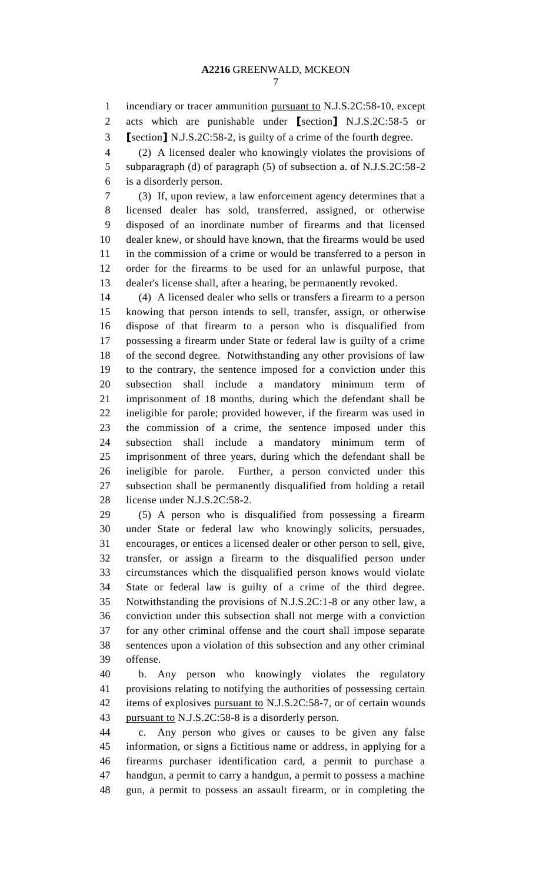incendiary or tracer ammunition pursuant to N.J.S.2C:58-10, except acts which are punishable under ⟦section⟧ N.J.S.2C:58-5 or ⟦section⟧ N.J.S.2C:58-2, is guilty of a crime of the fourth degree.

(2) A licensed dealer who knowingly violates the provisions of subparagraph (d) of paragraph (5) of subsection a. of N.J.S.2C:58-2 is a disorderly person.

(3) If, upon review, a law enforcement agency determines that a licensed dealer has sold, transferred, assigned, or otherwise disposed of an inordinate number of firearms and that licensed dealer knew, or should have known, that the firearms would be used in the commission of a crime or would be transferred to a person in order for the firearms to be used for an unlawful purpose, that dealer's license shall, after a hearing, be permanently revoked.

(4) A licensed dealer who sells or transfers a firearm to a person knowing that person intends to sell, transfer, assign, or otherwise dispose of that firearm to a person who is disqualified from possessing a firearm under State or federal law is guilty of a crime of the second degree. Notwithstanding any other provisions of law to the contrary, the sentence imposed for a conviction under this subsection shall include a mandatory minimum term of imprisonment of 18 months, during which the defendant shall be ineligible for parole; provided however, if the firearm was used in the commission of a crime, the sentence imposed under this subsection shall include a mandatory minimum term of imprisonment of three years, during which the defendant shall be ineligible for parole. Further, a person convicted under this subsection shall be permanently disqualified from holding a retail license under N.J.S.2C:58-2.

(5) A person who is disqualified from possessing a firearm under State or federal law who knowingly solicits, persuades, encourages, or entices a licensed dealer or other person to sell, give, transfer, or assign a firearm to the disqualified person under circumstances which the disqualified person knows would violate State or federal law is guilty of a crime of the third degree. Notwithstanding the provisions of N.J.S.2C:1-8 or any other law, a conviction under this subsection shall not merge with a conviction for any other criminal offense and the court shall impose separate sentences upon a violation of this subsection and any other criminal offense.

b. Any person who knowingly violates the regulatory provisions relating to notifying the authorities of possessing certain items of explosives pursuant to N.J.S.2C:58-7, or of certain wounds pursuant to N.J.S.2C:58-8 is a disorderly person.

c. Any person who gives or causes to be given any false information, or signs a fictitious name or address, in applying for a firearms purchaser identification card, a permit to purchase a handgun, a permit to carry a handgun, a permit to possess a machine gun, a permit to possess an assault firearm, or in completing the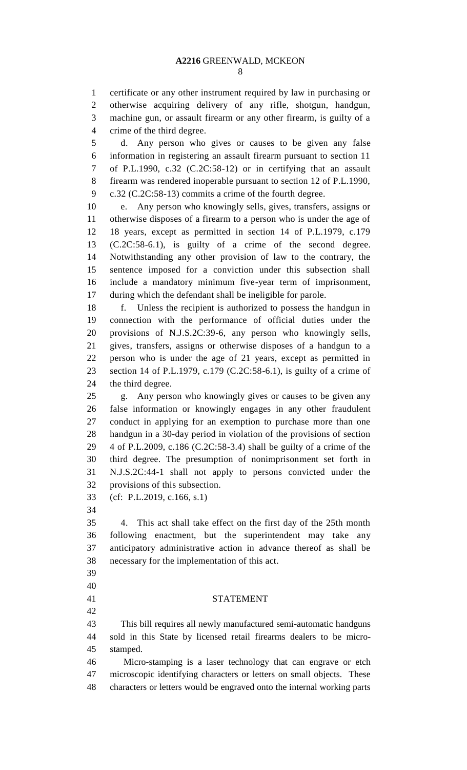certificate or any other instrument required by law in purchasing or otherwise acquiring delivery of any rifle, shotgun, handgun, machine gun, or assault firearm or any other firearm, is guilty of a crime of the third degree.

d. Any person who gives or causes to be given any false information in registering an assault firearm pursuant to section 11 of P.L.1990, c.32 (C.2C:58-12) or in certifying that an assault firearm was rendered inoperable pursuant to section 12 of P.L.1990, c.32 (C.2C:58-13) commits a crime of the fourth degree.

e. Any person who knowingly sells, gives, transfers, assigns or otherwise disposes of a firearm to a person who is under the age of 18 years, except as permitted in section 14 of P.L.1979, c.179 (C.2C:58-6.1), is guilty of a crime of the second degree. Notwithstanding any other provision of law to the contrary, the sentence imposed for a conviction under this subsection shall include a mandatory minimum five-year term of imprisonment, during which the defendant shall be ineligible for parole.

f. Unless the recipient is authorized to possess the handgun in connection with the performance of official duties under the provisions of N.J.S.2C:39-6, any person who knowingly sells, gives, transfers, assigns or otherwise disposes of a handgun to a person who is under the age of 21 years, except as permitted in section 14 of P.L.1979, c.179 (C.2C:58-6.1), is guilty of a crime of the third degree.

g. Any person who knowingly gives or causes to be given any false information or knowingly engages in any other fraudulent conduct in applying for an exemption to purchase more than one handgun in a 30-day period in violation of the provisions of section 4 of P.L.2009, c.186 (C.2C:58-3.4) shall be guilty of a crime of the third degree. The presumption of nonimprisonment set forth in N.J.S.2C:44-1 shall not apply to persons convicted under the provisions of this subsection.

(cf: P.L.2019, c.166, s.1)

4. This act shall take effect on the first day of the 25th month following enactment, but the superintendent may take any anticipatory administrative action in advance thereof as shall be necessary for the implementation of this act.

## STATEMENT

This bill requires all newly manufactured semi-automatic handguns sold in this State by licensed retail firearms dealers to be micro-stamped.

Micro-stamping is a laser technology that can engrave or etch microscopic identifying characters or letters on small objects. These characters or letters would be engraved onto the internal working parts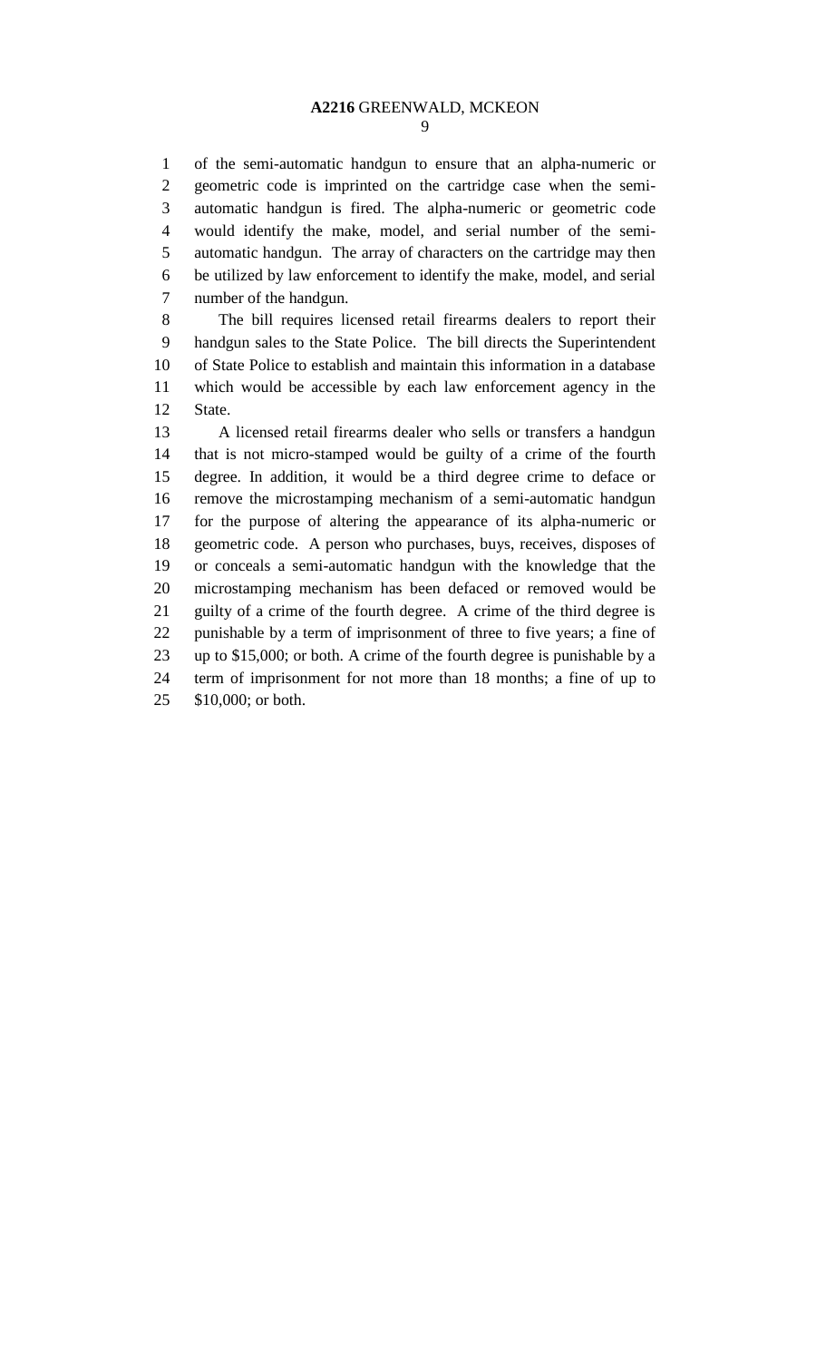of the semi-automatic handgun to ensure that an alpha-numeric or geometric code is imprinted on the cartridge case when the semi-automatic handgun is fired. The alpha-numeric or geometric code would identify the make, model, and serial number of the semi-automatic handgun. The array of characters on the cartridge may then be utilized by law enforcement to identify the make, model, and serial number of the handgun.

The bill requires licensed retail firearms dealers to report their handgun sales to the State Police. The bill directs the Superintendent of State Police to establish and maintain this information in a database which would be accessible by each law enforcement agency in the State.

A licensed retail firearms dealer who sells or transfers a handgun that is not micro-stamped would be guilty of a crime of the fourth degree. In addition, it would be a third degree crime to deface or remove the microstamping mechanism of a semi-automatic handgun for the purpose of altering the appearance of its alpha-numeric or geometric code. A person who purchases, buys, receives, disposes of or conceals a semi-automatic handgun with the knowledge that the microstamping mechanism has been defaced or removed would be guilty of a crime of the fourth degree. A crime of the third degree is punishable by a term of imprisonment of three to five years; a fine of up to $15,000; or both. A crime of the fourth degree is punishable by a term of imprisonment for not more than 18 months; a fine of up to $10,000; or both.